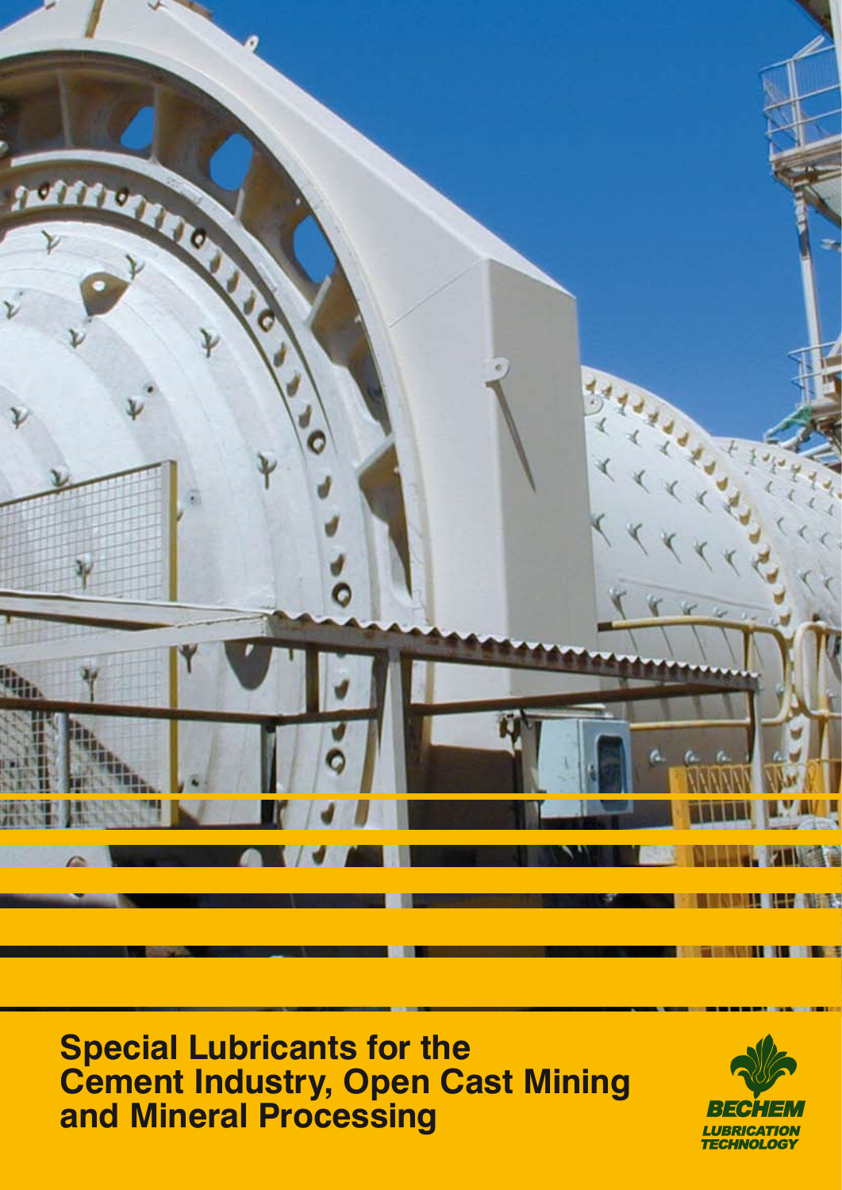# Special Lubricants for the Cement Industry, Open Cast Mining and Mineral Processing

BECHEM
LUBRICATION TECHNOLOGY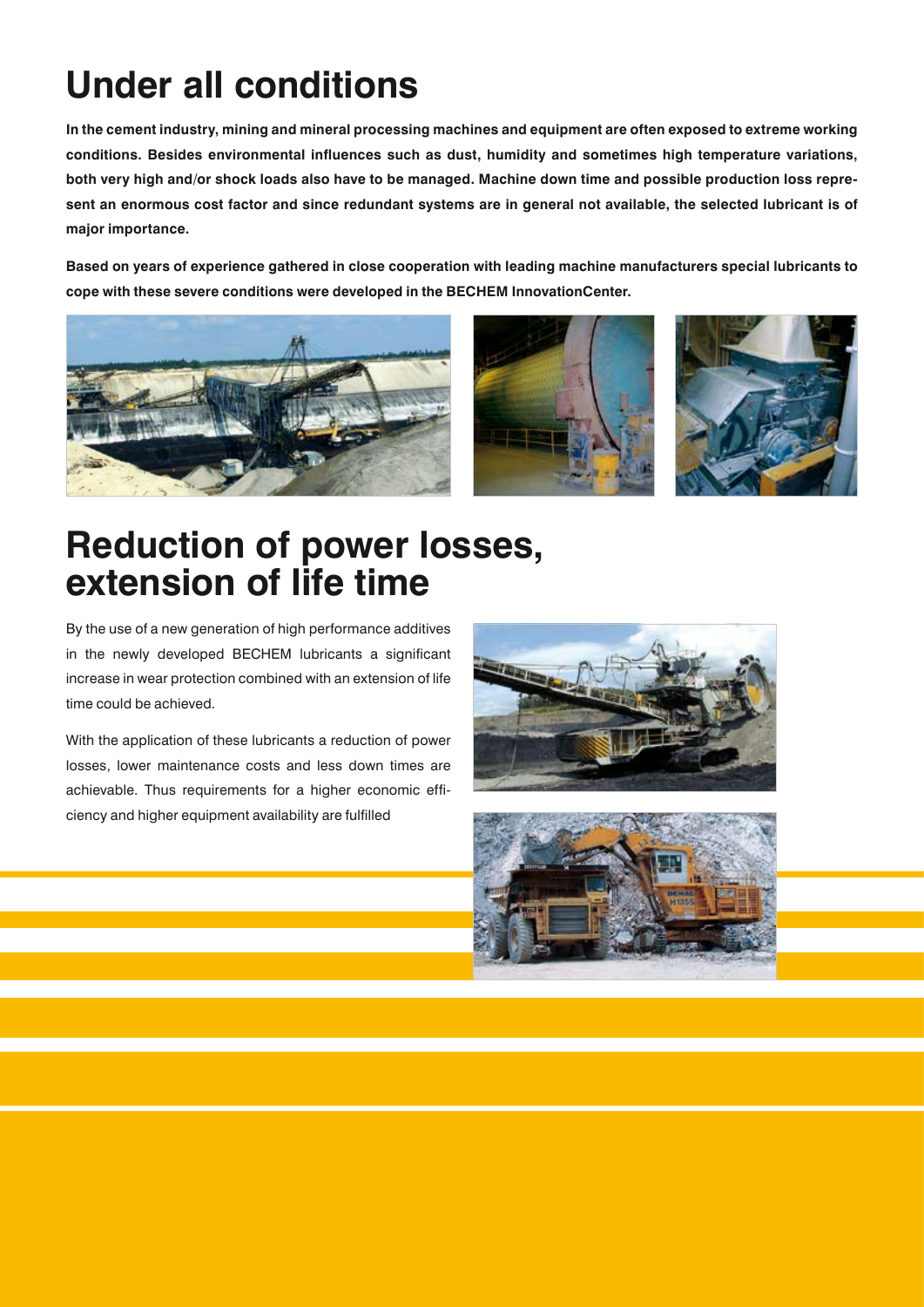# Under all conditions

**In the cement industry, mining and mineral processing machines and equipment are often exposed to extreme working conditions. Besides environmental influences such as dust, humidity and sometimes high temperature variations, both very high and/or shock loads also have to be managed. Machine down time and possible production loss represent an enormous cost factor and since redundant systems are in general not available, the selected lubricant is of major importance.**

**Based on years of experience gathered in close cooperation with leading machine manufacturers special lubricants to cope with these severe conditions were developed in the BECHEM InnovationCenter.**

# Reduction of power losses, extension of life time

By the use of a new generation of high performance additives in the newly developed BECHEM lubricants a significant increase in wear protection combined with an extension of life time could be achieved.

With the application of these lubricants a reduction of power losses, lower maintenance costs and less down times are achievable. Thus requirements for a higher economic efficiency and higher equipment availability are fulfilled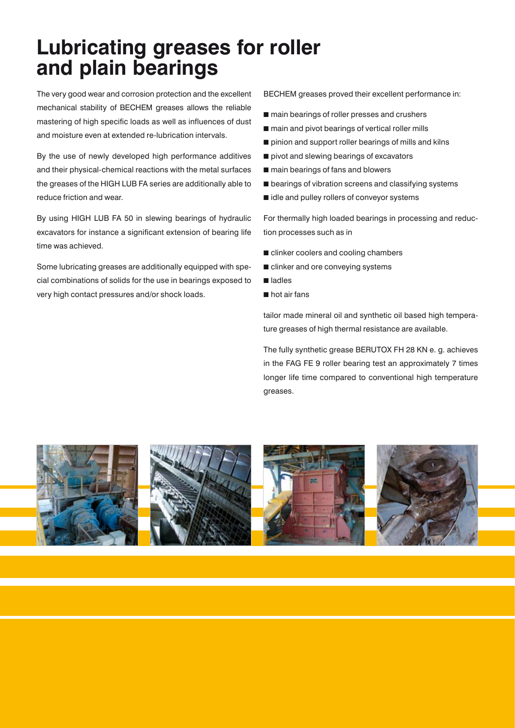# Lubricating greases for roller and plain bearings

The very good wear and corrosion protection and the excellent mechanical stability of BECHEM greases allows the reliable mastering of high specific loads as well as influences of dust and moisture even at extended re-lubrication intervals.

By the use of newly developed high performance additives and their physical-chemical reactions with the metal surfaces the greases of the HIGH LUB FA series are additionally able to reduce friction and wear.

By using HIGH LUB FA 50 in slewing bearings of hydraulic excavators for instance a significant extension of bearing life time was achieved.

Some lubricating greases are additionally equipped with special combinations of solids for the use in bearings exposed to very high contact pressures and/or shock loads.

BECHEM greases proved their excellent performance in:

- main bearings of roller presses and crushers
- main and pivot bearings of vertical roller mills
- pinion and support roller bearings of mills and kilns
- pivot and slewing bearings of excavators
- main bearings of fans and blowers
- bearings of vibration screens and classifying systems
- idle and pulley rollers of conveyor systems

For thermally high loaded bearings in processing and reduction processes such as in

- clinker coolers and cooling chambers
- clinker and ore conveying systems
- ladles
- hot air fans

tailor made mineral oil and synthetic oil based high temperature greases of high thermal resistance are available.

The fully synthetic grease BERUTOX FH 28 KN e. g. achieves in the FAG FE 9 roller bearing test an approximately 7 times longer life time compared to conventional high temperature greases.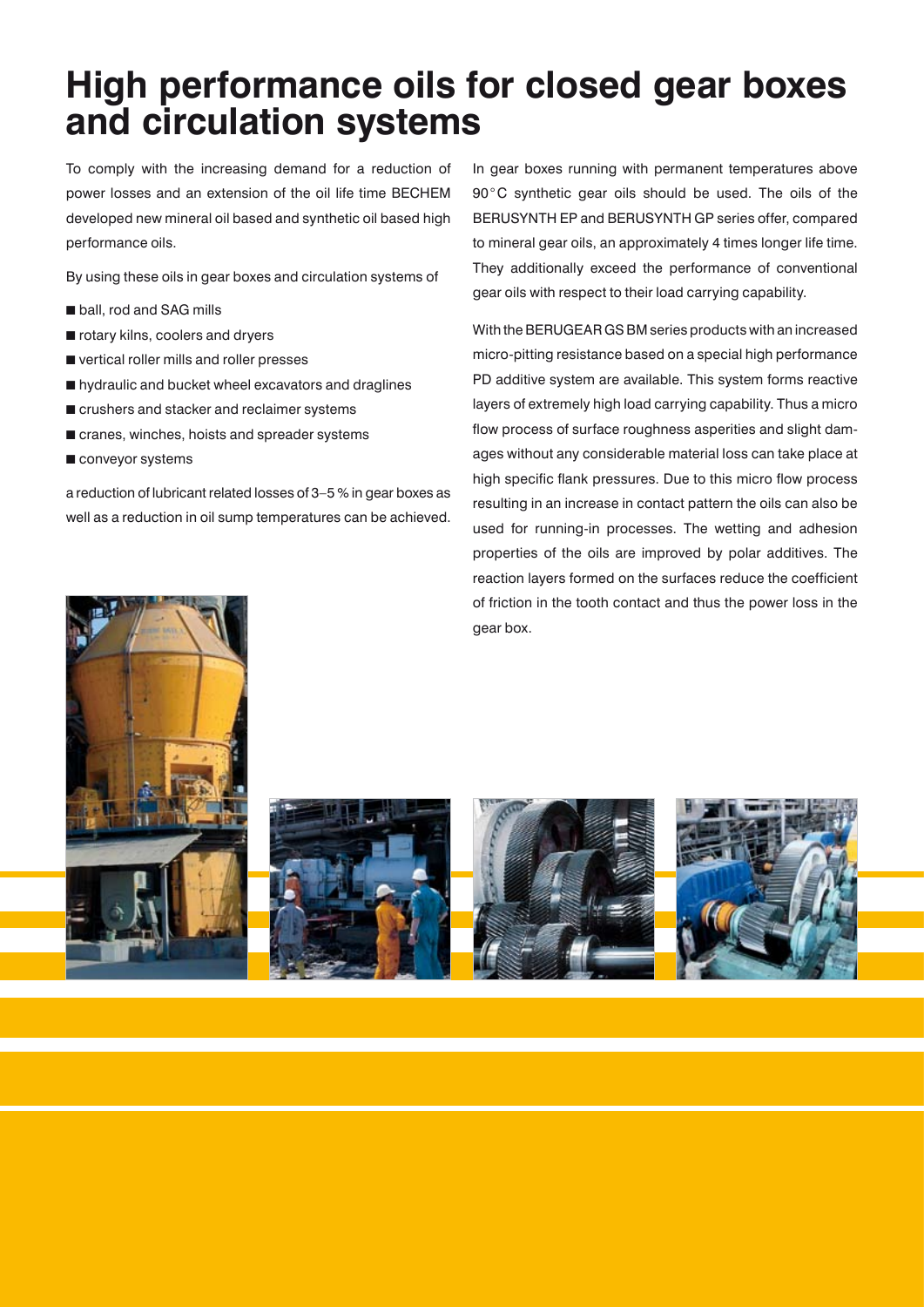# High performance oils for closed gear boxes and circulation systems

To comply with the increasing demand for a reduction of power losses and an extension of the oil life time BECHEM developed new mineral oil based and synthetic oil based high performance oils.

By using these oils in gear boxes and circulation systems of

- ball, rod and SAG mills
- rotary kilns, coolers and dryers
- vertical roller mills and roller presses
- hydraulic and bucket wheel excavators and draglines
- crushers and stacker and reclaimer systems
- cranes, winches, hoists and spreader systems
- conveyor systems

a reduction of lubricant related losses of 3–5 % in gear boxes as well as a reduction in oil sump temperatures can be achieved.

In gear boxes running with permanent temperatures above 90 °C synthetic gear oils should be used. The oils of the BERUSYNTH EP and BERUSYNTH GP series offer, compared to mineral gear oils, an approximately 4 times longer life time. They additionally exceed the performance of conventional gear oils with respect to their load carrying capability.

With the BERUGEAR GS BM series products with an increased micro-pitting resistance based on a special high performance PD additive system are available. This system forms reactive layers of extremely high load carrying capability. Thus a micro flow process of surface roughness asperities and slight damages without any considerable material loss can take place at high specific flank pressures. Due to this micro flow process resulting in an increase in contact pattern the oils can also be used for running-in processes. The wetting and adhesion properties of the oils are improved by polar additives. The reaction layers formed on the surfaces reduce the coefficient of friction in the tooth contact and thus the power loss in the gear box.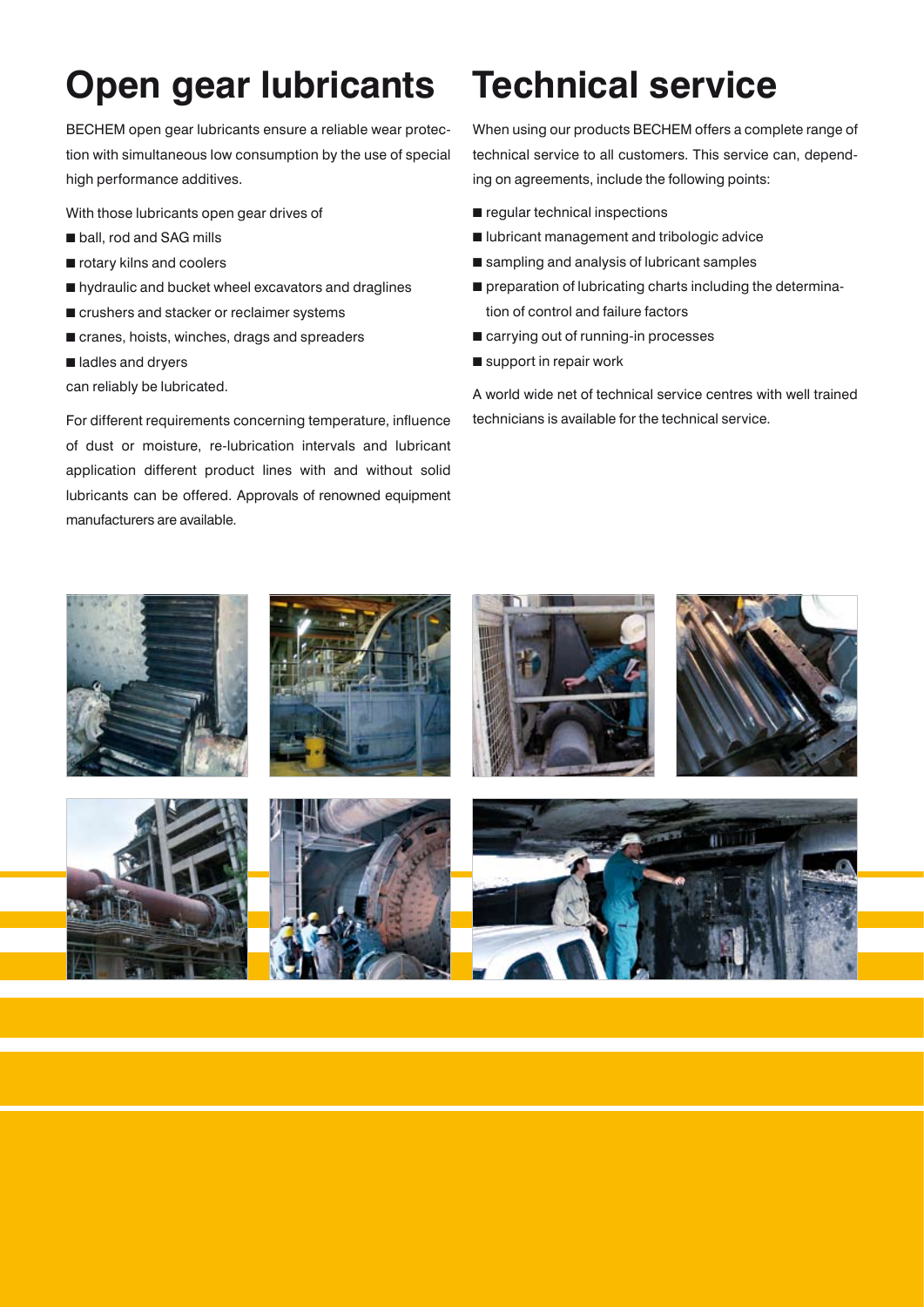# Open gear lubricants

BECHEM open gear lubricants ensure a reliable wear protection with simultaneous low consumption by the use of special high performance additives.

With those lubricants open gear drives of

- ball, rod and SAG mills
- rotary kilns and coolers
- hydraulic and bucket wheel excavators and draglines
- crushers and stacker or reclaimer systems
- cranes, hoists, winches, drags and spreaders
- ladles and dryers

can reliably be lubricated.

For different requirements concerning temperature, influence of dust or moisture, re-lubrication intervals and lubricant application different product lines with and without solid lubricants can be offered. Approvals of renowned equipment manufacturers are available.

# Technical service

When using our products BECHEM offers a complete range of technical service to all customers. This service can, depending on agreements, include the following points:

- regular technical inspections
- lubricant management and tribologic advice
- sampling and analysis of lubricant samples
- preparation of lubricating charts including the determination of control and failure factors
- carrying out of running-in processes
- support in repair work

A world wide net of technical service centres with well trained technicians is available for the technical service.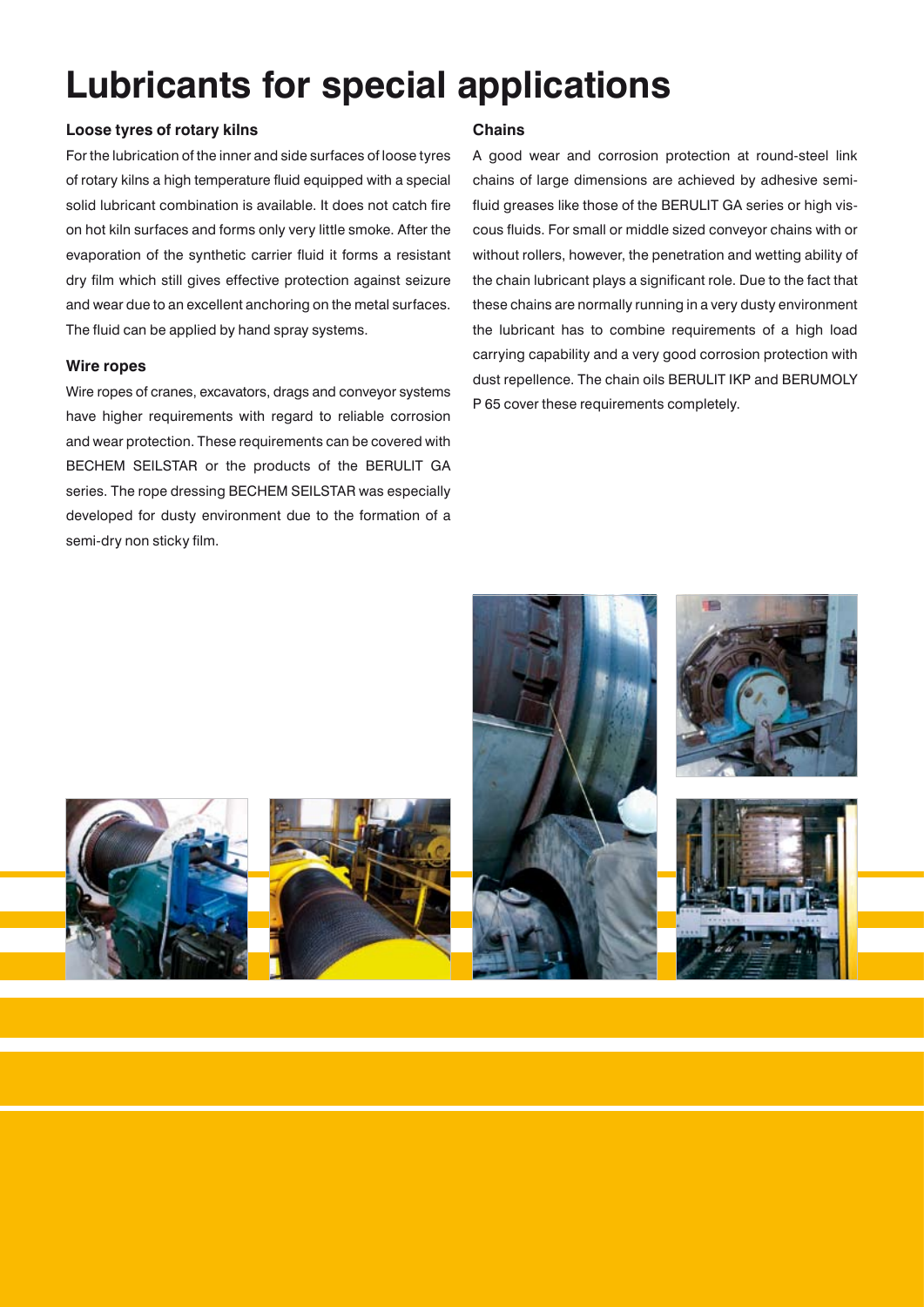# Lubricants for special applications

### Loose tyres of rotary kilns

For the lubrication of the inner and side surfaces of loose tyres of rotary kilns a high temperature fluid equipped with a special solid lubricant combination is available. It does not catch fire on hot kiln surfaces and forms only very little smoke. After the evaporation of the synthetic carrier fluid it forms a resistant dry film which still gives effective protection against seizure and wear due to an excellent anchoring on the metal surfaces. The fluid can be applied by hand spray systems.

### Wire ropes

Wire ropes of cranes, excavators, drags and conveyor systems have higher requirements with regard to reliable corrosion and wear protection. These requirements can be covered with BECHEM SEILSTAR or the products of the BERULIT GA series. The rope dressing BECHEM SEILSTAR was especially developed for dusty environment due to the formation of a semi-dry non sticky film.

### Chains

A good wear and corrosion protection at round-steel link chains of large dimensions are achieved by adhesive semi-fluid greases like those of the BERULIT GA series or high viscous fluids. For small or middle sized conveyor chains with or without rollers, however, the penetration and wetting ability of the chain lubricant plays a significant role. Due to the fact that these chains are normally running in a very dusty environment the lubricant has to combine requirements of a high load carrying capability and a very good corrosion protection with dust repellence. The chain oils BERULIT IKP and BERUMOLY P 65 cover these requirements completely.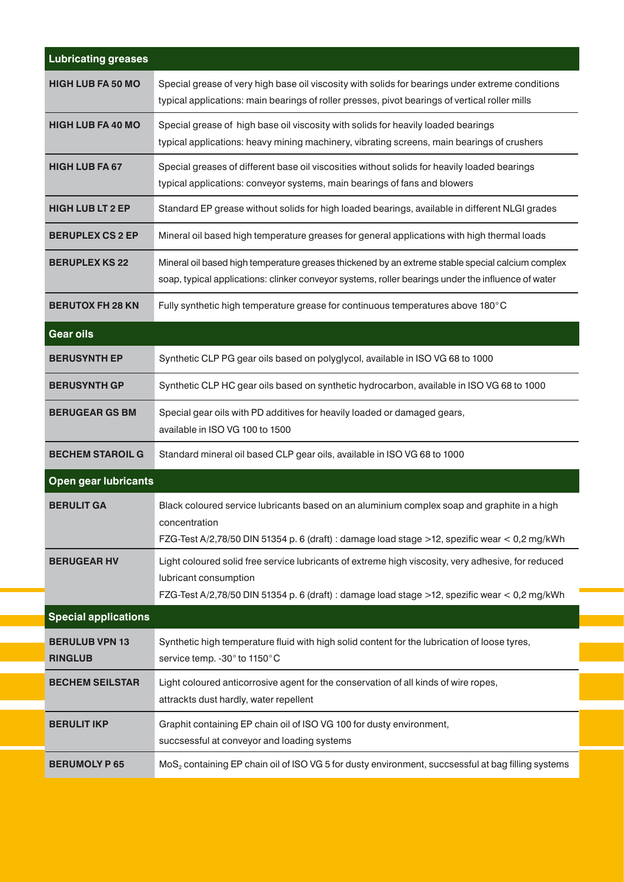| Lubricating greases | |
|---|---|
| **HIGH LUB FA 50 MO** | Special grease of very high base oil viscosity with solids for bearings under extreme conditions typical applications: main bearings of roller presses, pivot bearings of vertical roller mills |
| **HIGH LUB FA 40 MO** | Special grease of high base oil viscosity with solids for heavily loaded bearings typical applications: heavy mining machinery, vibrating screens, main bearings of crushers |
| **HIGH LUB FA 67** | Special greases of different base oil viscosities without solids for heavily loaded bearings typical applications: conveyor systems, main bearings of fans and blowers |
| **HIGH LUB LT 2 EP** | Standard EP grease without solids for high loaded bearings, available in different NLGI grades |
| **BERUPLEX CS 2 EP** | Mineral oil based high temperature greases for general applications with high thermal loads |
| **BERUPLEX KS 22** | Mineral oil based high temperature greases thickened by an extreme stable special calcium complex soap, typical applications: clinker conveyor systems, roller bearings under the influence of water |
| **BERUTOX FH 28 KN** | Fully synthetic high temperature grease for continuous temperatures above 180° C |
| **Gear oils** | |
| **BERUSYNTH EP** | Synthetic CLP PG gear oils based on polyglycol, available in ISO VG 68 to 1000 |
| **BERUSYNTH GP** | Synthetic CLP HC gear oils based on synthetic hydrocarbon, available in ISO VG 68 to 1000 |
| **BERUGEAR GS BM** | Special gear oils with PD additives for heavily loaded or damaged gears, available in ISO VG 100 to 1500 |
| **BECHEM STAROIL G** | Standard mineral oil based CLP gear oils, available in ISO VG 68 to 1000 |
| **Open gear lubricants** | |
| **BERULIT GA** | Black coloured service lubricants based on an aluminium complex soap and graphite in a high concentration FZG-Test A/2,78/50 DIN 51354 p. 6 (draft) : damage load stage >12, spezific wear < 0,2 mg/kWh |
| **BERUGEAR HV** | Light coloured solid free service lubricants of extreme high viscosity, very adhesive, for reduced lubricant consumption FZG-Test A/2,78/50 DIN 51354 p. 6 (draft) : damage load stage >12, spezific wear < 0,2 mg/kWh |
| **Special applications** | |
| **BERULUB VPN 13 RINGLUB** | Synthetic high temperature fluid with high solid content for the lubrication of loose tyres, service temp. -30° to 1150° C |
| **BECHEM SEILSTAR** | Light coloured anticorrosive agent for the conservation of all kinds of wire ropes, attrackts dust hardly, water repellent |
| **BERULIT IKP** | Graphit containing EP chain oil of ISO VG 100 for dusty environment, succsessful at conveyor and loading systems |
| **BERUMOLY P 65** | $MoS_2$ containing EP chain oil of ISO VG 5 for dusty environment, succsessful at bag filling systems |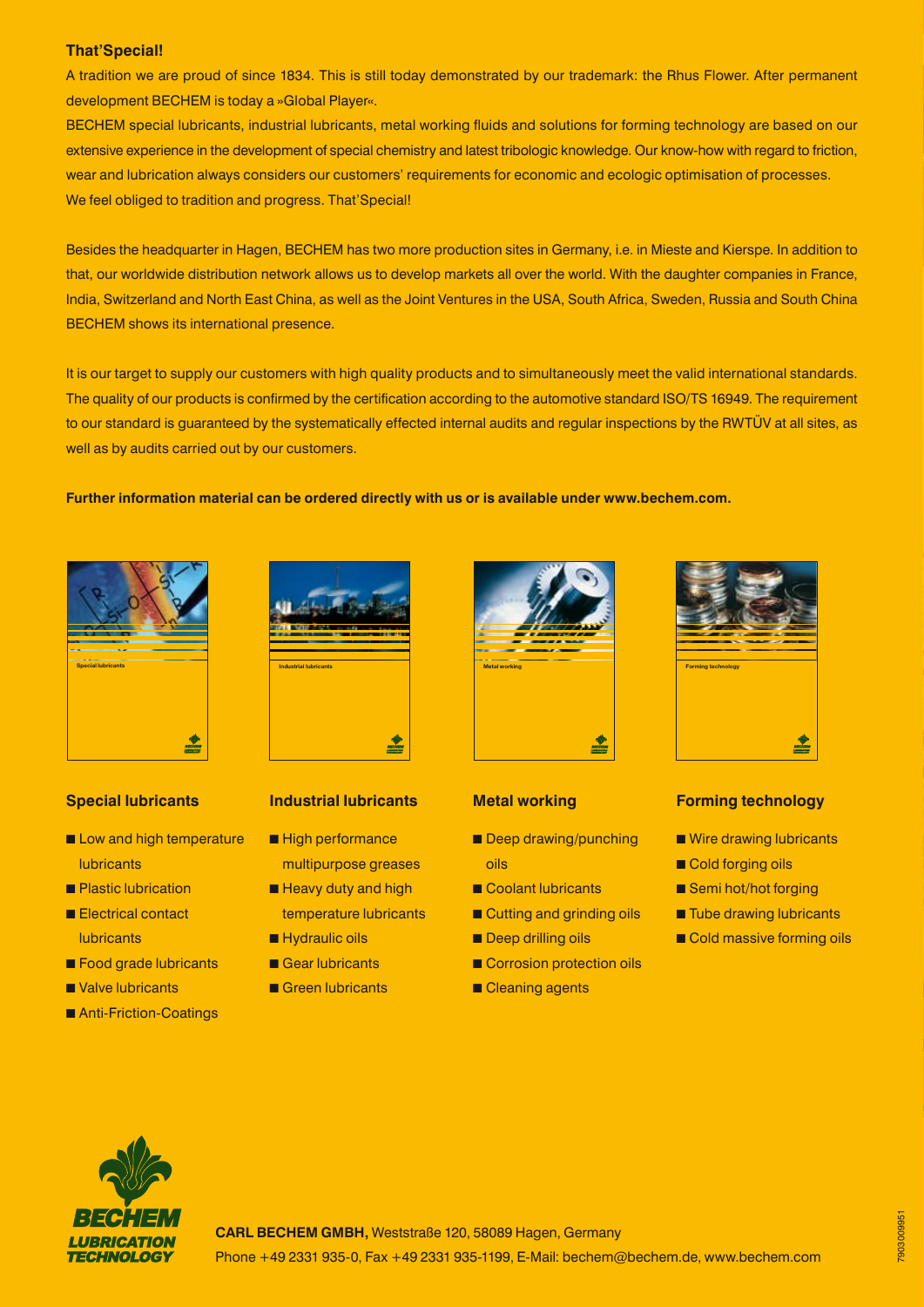**That'Special!**

A tradition we are proud of since 1834. This is still today demonstrated by our trademark: the Rhus Flower. After permanent development BECHEM is today a »Global Player«.

BECHEM special lubricants, industrial lubricants, metal working fluids and solutions for forming technology are based on our extensive experience in the development of special chemistry and latest tribologic knowledge. Our know-how with regard to friction, wear and lubrication always considers our customers' requirements for economic and ecologic optimisation of processes. We feel obliged to tradition and progress. That'Special!

Besides the headquarter in Hagen, BECHEM has two more production sites in Germany, i.e. in Mieste and Kierspe. In addition to that, our worldwide distribution network allows us to develop markets all over the world. With the daughter companies in France, India, Switzerland and North East China, as well as the Joint Ventures in the USA, South Africa, Sweden, Russia and South China BECHEM shows its international presence.

It is our target to supply our customers with high quality products and to simultaneously meet the valid international standards. The quality of our products is confirmed by the certification according to the automotive standard ISO/TS 16949. The requirement to our standard is guaranteed by the systematically effected internal audits and regular inspections by the RWTÜV at all sites, as well as by audits carried out by our customers.

**Further information material can be ordered directly with us or is available under www.bechem.com.**

### Special lubricants

- Low and high temperature lubricants
- Plastic lubrication
- Electrical contact lubricants
- Food grade lubricants
- Valve lubricants
- Anti-Friction-Coatings

### Industrial lubricants

- High performance multipurpose greases
- Heavy duty and high temperature lubricants
- Hydraulic oils
- Gear lubricants
- Green lubricants

### Metal working

- Deep drawing/punching oils
- Coolant lubricants
- Cutting and grinding oils
- Deep drilling oils
- Corrosion protection oils
- Cleaning agents

### Forming technology

- Wire drawing lubricants
- Cold forging oils
- Semi hot/hot forging
- Tube drawing lubricants
- Cold massive forming oils

BECHEM LUBRICATION TECHNOLOGY

**CARL BECHEM GMBH,** Weststraße 120, 58089 Hagen, Germany
Phone +49 2331 935-0, Fax +49 2331 935-1199, E-Mail: bechem@bechem.de, www.bechem.com

7903009951